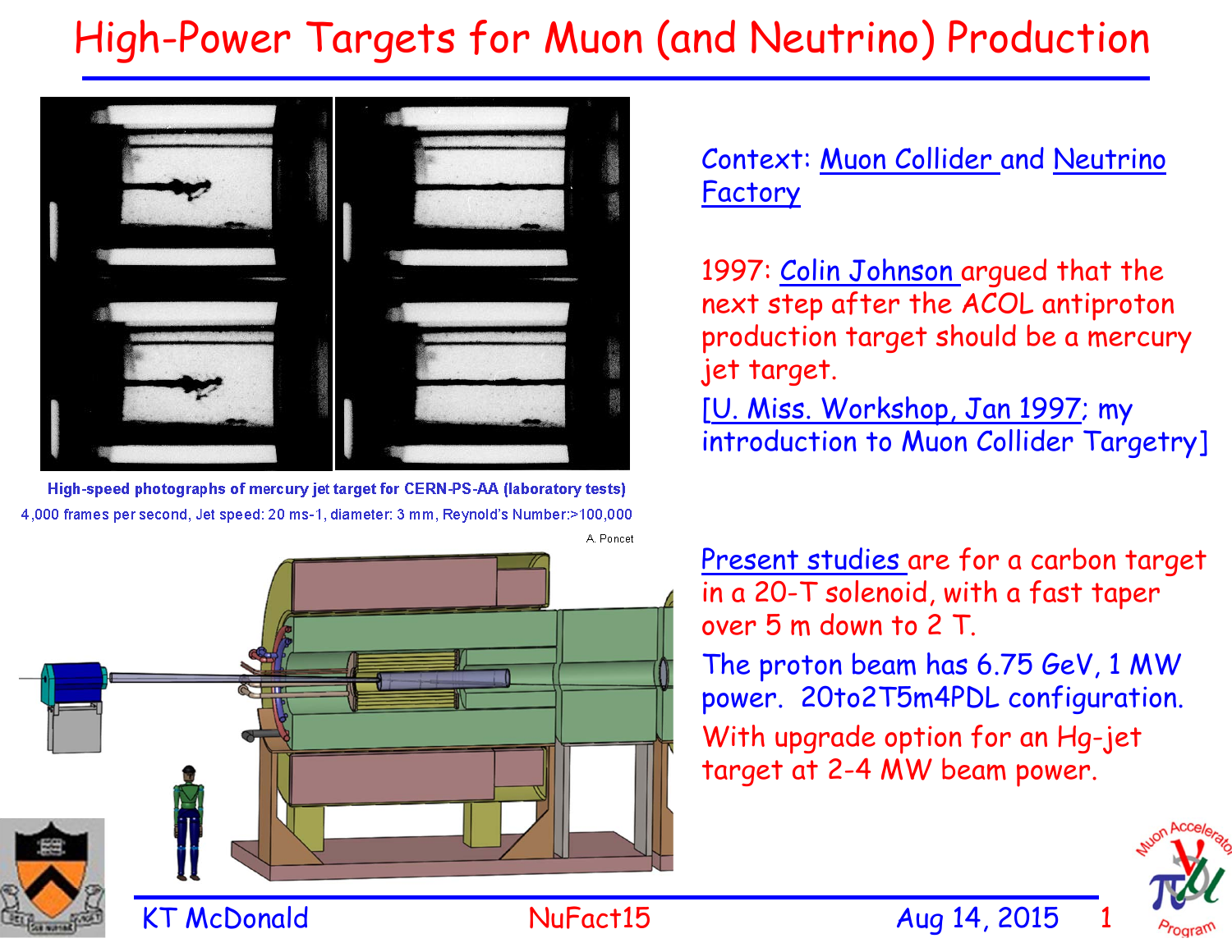# High-Power Targets for Muon (and Neutrino) Production

High-speed photographs of mercury jet target for CERN-PS-AA (laboratory tests)

4,000 frames per second, Jet speed: 20 ms-1, diameter: 3 mm, Reynold's Number:>100,000

A. Poncet

Context: Muon Collider and Neutrino Factory

1997: Colin Johnson argued that the next step after the ACOL antiproton production target should be a mercury jet target.

[U. Miss. Workshop, Jan 1997; my introduction to Muon Collider Targetry]

Present studies are for a carbon target in a 20-T solenoid, with a fast taper over 5 m down to 2 T.

The proton beam has 6.75 GeV, 1 MW power. 20to2T5m4PDL configuration.

With upgrade option for an Hg-jet target at 2-4 MW beam power.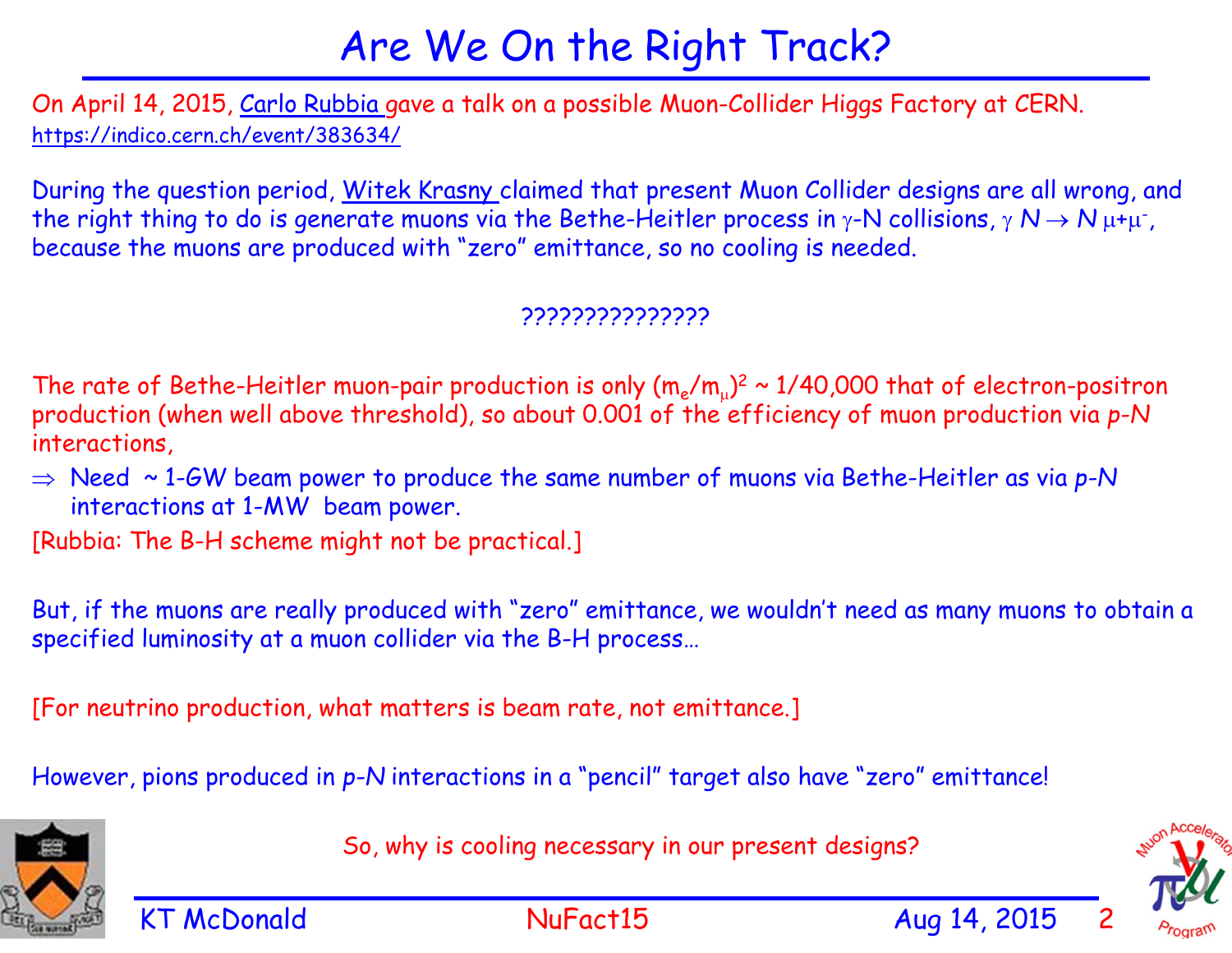# Are We On the Right Track?

On April 14, 2015, Carlo Rubbia gave a talk on a possible Muon-Collider Higgs Factory at CERN.
https://indico.cern.ch/event/383634/

During the question period, Witek Krasny claimed that present Muon Collider designs are all wrong, and the right thing to do is generate muons via the Bethe-Heitler process in $\gamma$-N collisions, $\gamma\, N \to N\, \mu^{+}\mu^{-}$, because the muons are produced with "zero" emittance, so no cooling is needed.

???????????????

The rate of Bethe-Heitler muon-pair production is only $(m_e/m_\mu)^2 \sim 1/40{,}000$ that of electron-positron production (when well above threshold), so about 0.001 of the efficiency of muon production via *p-N* interactions,

$\Rightarrow$ Need ~ 1-GW beam power to produce the same number of muons via Bethe-Heitler as via *p-N* interactions at 1-MW beam power.

[Rubbia: The B-H scheme might not be practical.]

But, if the muons are really produced with "zero" emittance, we wouldn't need as many muons to obtain a specified luminosity at a muon collider via the B-H process…

[For neutrino production, what matters is beam rate, not emittance.]

However, pions produced in *p-N* interactions in a "pencil" target also have "zero" emittance!

So, why is cooling necessary in our present designs?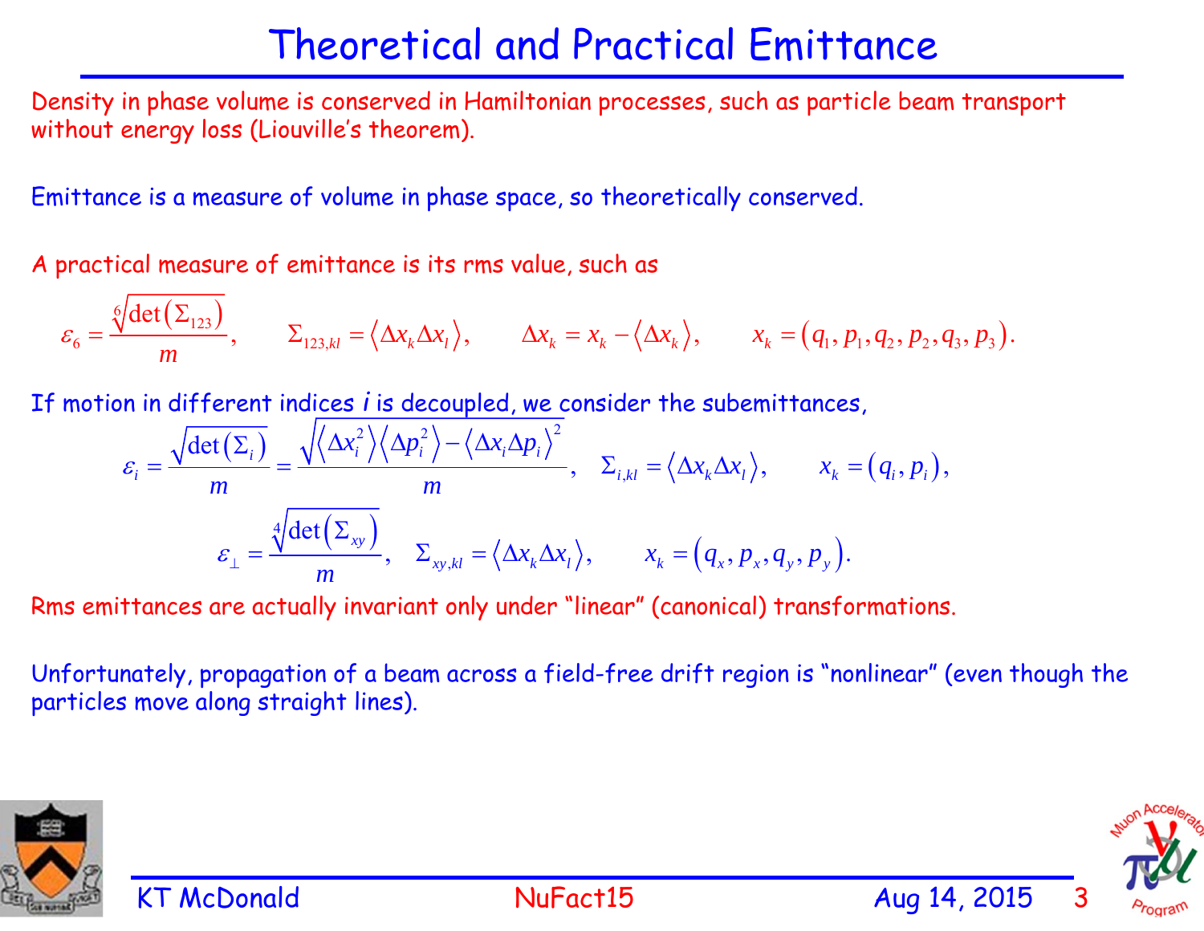# Theoretical and Practical Emittance

Density in phase volume is conserved in Hamiltonian processes, such as particle beam transport without energy loss (Liouville's theorem).

Emittance is a measure of volume in phase space, so theoretically conserved.

A practical measure of emittance is its rms value, such as

$$\varepsilon_6 = \frac{\sqrt[6]{\det(\Sigma_{123})}}{m}, \qquad \Sigma_{123,kl} = \langle \Delta x_k \Delta x_l \rangle, \qquad \Delta x_k = x_k - \langle \Delta x_k \rangle, \qquad x_k = (q_1, p_1, q_2, p_2, q_3, p_3).$$

If motion in different indices *i* is decoupled, we consider the subemittances,

$$\varepsilon_i = \frac{\sqrt{\det(\Sigma_i)}}{m} = \frac{\sqrt{\langle \Delta x_i^2 \rangle \langle \Delta p_i^2 \rangle - \langle \Delta x_i \Delta p_i \rangle^2}}{m}, \quad \Sigma_{i,kl} = \langle \Delta x_k \Delta x_l \rangle, \qquad x_k = (q_i, p_i),$$

$$\varepsilon_\perp = \frac{\sqrt[4]{\det(\Sigma_{xy})}}{m}, \quad \Sigma_{xy,kl} = \langle \Delta x_k \Delta x_l \rangle, \qquad x_k = (q_x, p_x, q_y, p_y).$$

Rms emittances are actually invariant only under "linear" (canonical) transformations.

Unfortunately, propagation of a beam across a field-free drift region is "nonlinear" (even though the particles move along straight lines).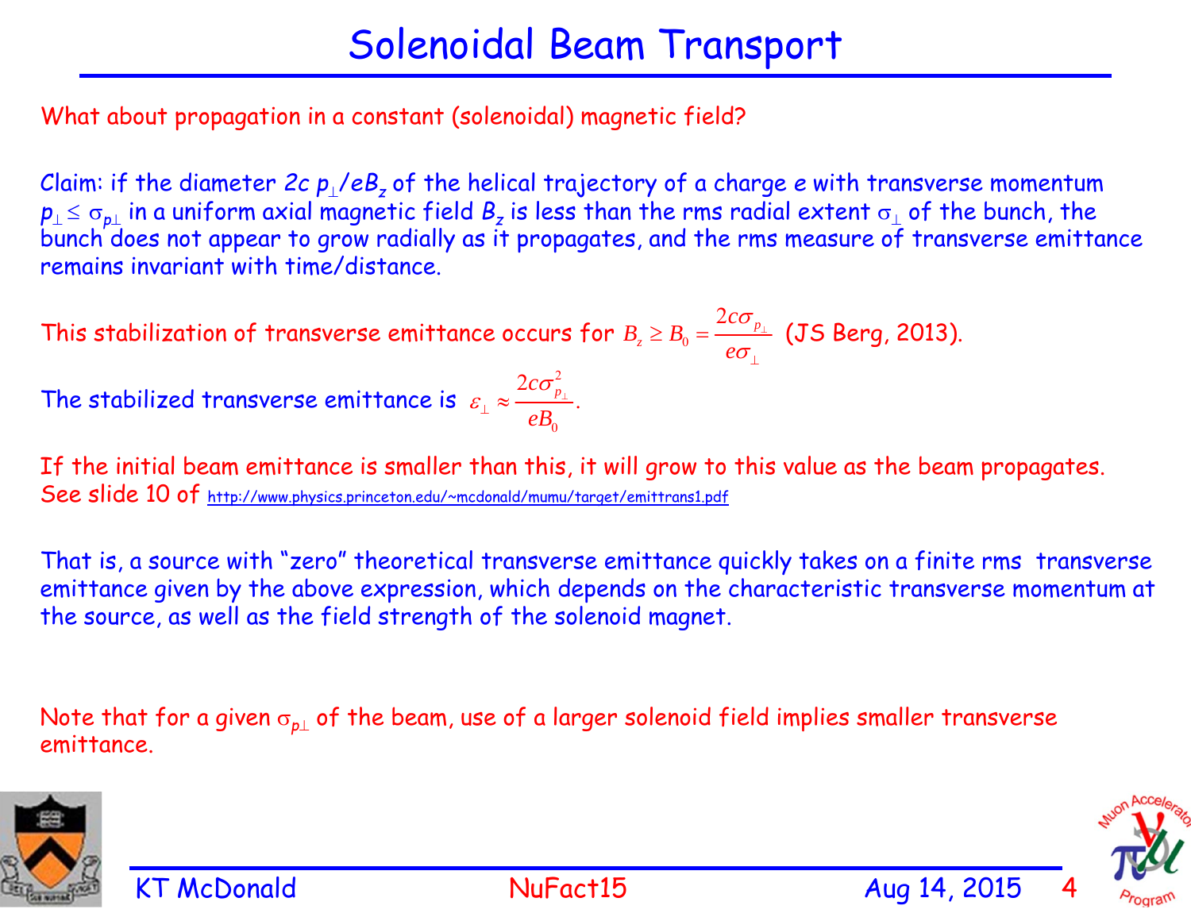# Solenoidal Beam Transport

What about propagation in a constant (solenoidal) magnetic field?

Claim: if the diameter $2c\, p_\perp/eB_z$ of the helical trajectory of a charge $e$ with transverse momentum $p_\perp \le \sigma_{p\perp}$ in a uniform axial magnetic field $B_z$ is less than the rms radial extent $\sigma_\perp$ of the bunch, the bunch does not appear to grow radially as it propagates, and the rms measure of transverse emittance remains invariant with time/distance.

This stabilization of transverse emittance occurs for $B_z \ge B_0 = \dfrac{2c\sigma_{p_\perp}}{e\sigma_\perp}$ (JS Berg, 2013).

The stabilized transverse emittance is $\varepsilon_\perp \approx \dfrac{2c\sigma_{p_\perp}^2}{eB_0}$.

If the initial beam emittance is smaller than this, it will grow to this value as the beam propagates. See slide 10 of http://www.physics.princeton.edu/~mcdonald/mumu/target/emittrans1.pdf

That is, a source with "zero" theoretical transverse emittance quickly takes on a finite rms transverse emittance given by the above expression, which depends on the characteristic transverse momentum at the source, as well as the field strength of the solenoid magnet.

Note that for a given $\sigma_{p\perp}$ of the beam, use of a larger solenoid field implies smaller transverse emittance.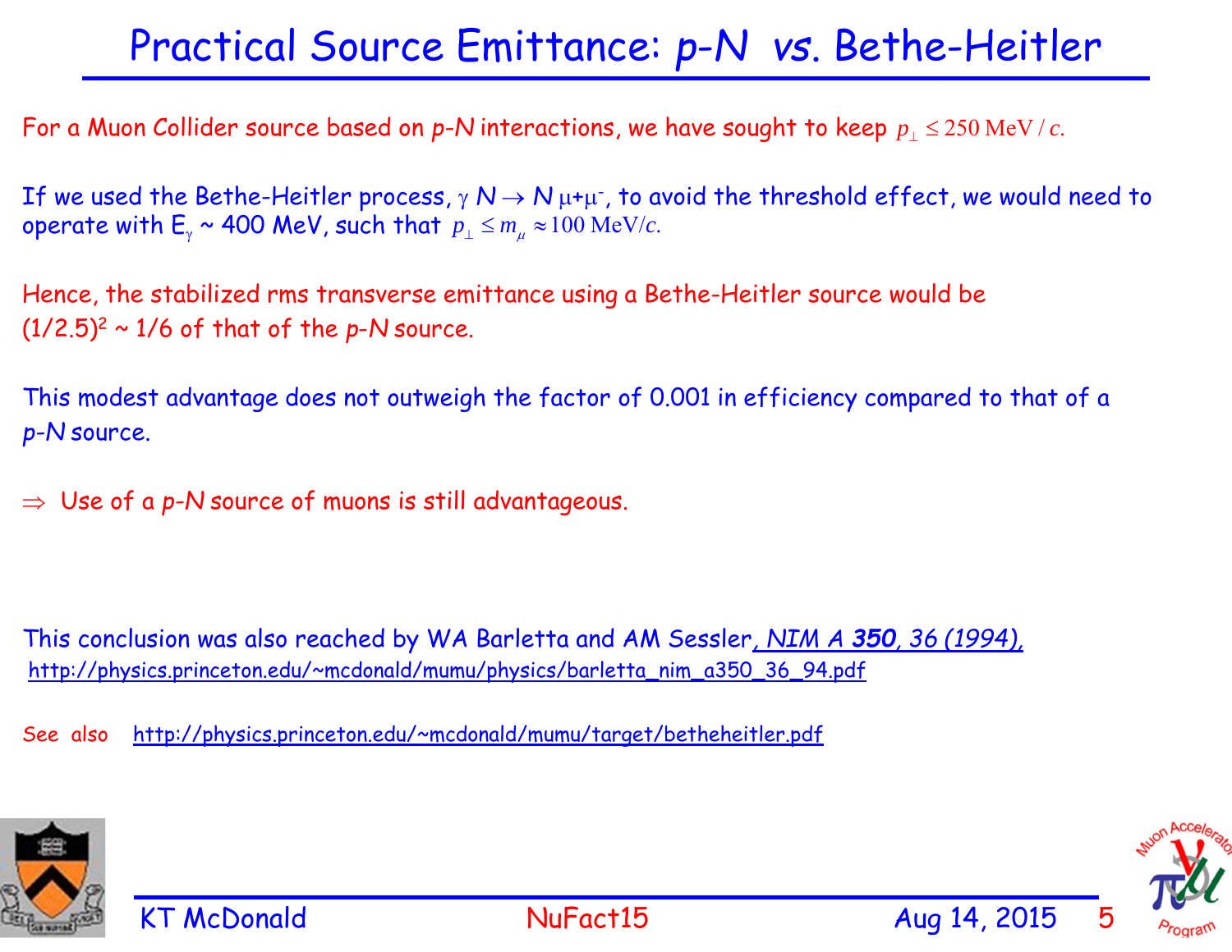# Practical Source Emittance: *p-N* vs. Bethe-Heitler

For a Muon Collider source based on *p-N* interactions, we have sought to keep $p_\perp \leq 250\ \mathrm{MeV}/c$.

If we used the Bethe-Heitler process, $\gamma\, N \to N\, \mu^+\mu^-$, to avoid the threshold effect, we would need to operate with $E_\gamma \sim 400$ MeV, such that $p_\perp \leq m_\mu \approx 100\ \mathrm{MeV}/c$.

Hence, the stabilized rms transverse emittance using a Bethe-Heitler source would be $(1/2.5)^2 \sim 1/6$ of that of the *p-N* source.

This modest advantage does not outweigh the factor of 0.001 in efficiency compared to that of a *p-N* source.

$\Rightarrow$ Use of a *p-N* source of muons is still advantageous.

This conclusion was also reached by WA Barletta and AM Sessler, *NIM A* ***350**, 36 (1994),*
http://physics.princeton.edu/~mcdonald/mumu/physics/barletta_nim_a350_36_94.pdf

See also http://physics.princeton.edu/~mcdonald/mumu/target/betheheitler.pdf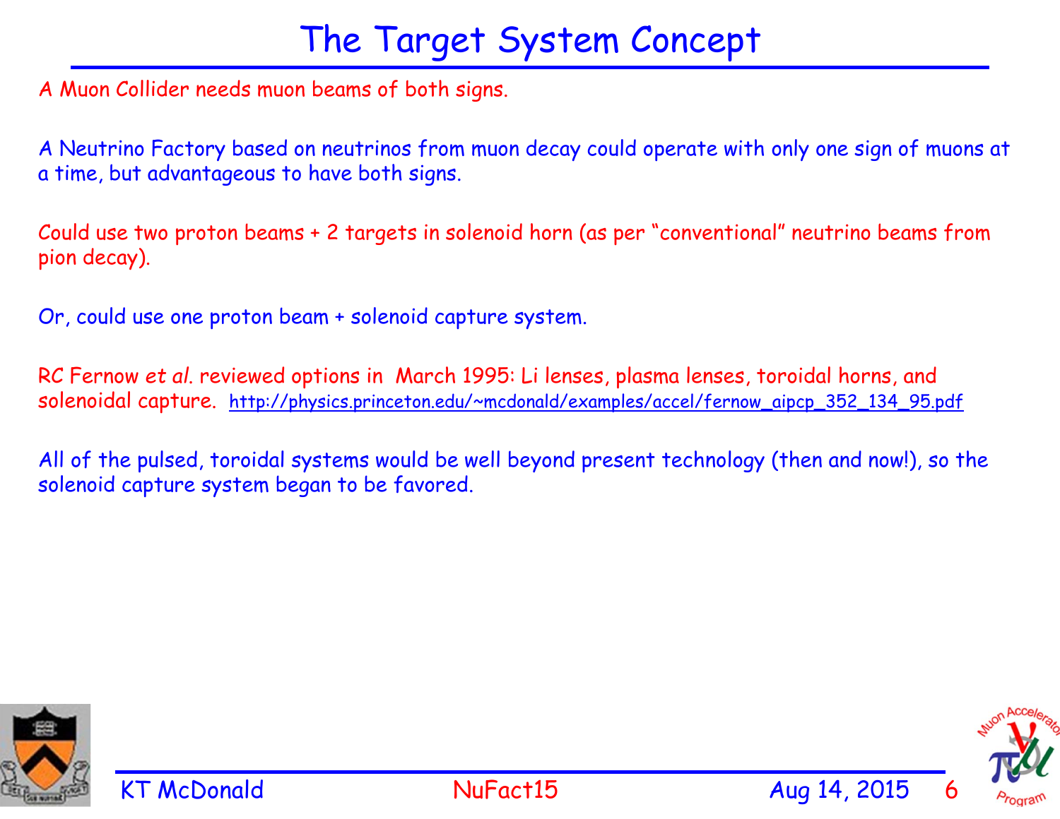# The Target System Concept

A Muon Collider needs muon beams of both signs.

A Neutrino Factory based on neutrinos from muon decay could operate with only one sign of muons at a time, but advantageous to have both signs.

Could use two proton beams + 2 targets in solenoid horn (as per "conventional" neutrino beams from pion decay).

Or, could use one proton beam + solenoid capture system.

RC Fernow *et al*. reviewed options in March 1995: Li lenses, plasma lenses, toroidal horns, and solenoidal capture. http://physics.princeton.edu/~mcdonald/examples/accel/fernow_aipcp_352_134_95.pdf

All of the pulsed, toroidal systems would be well beyond present technology (then and now!), so the solenoid capture system began to be favored.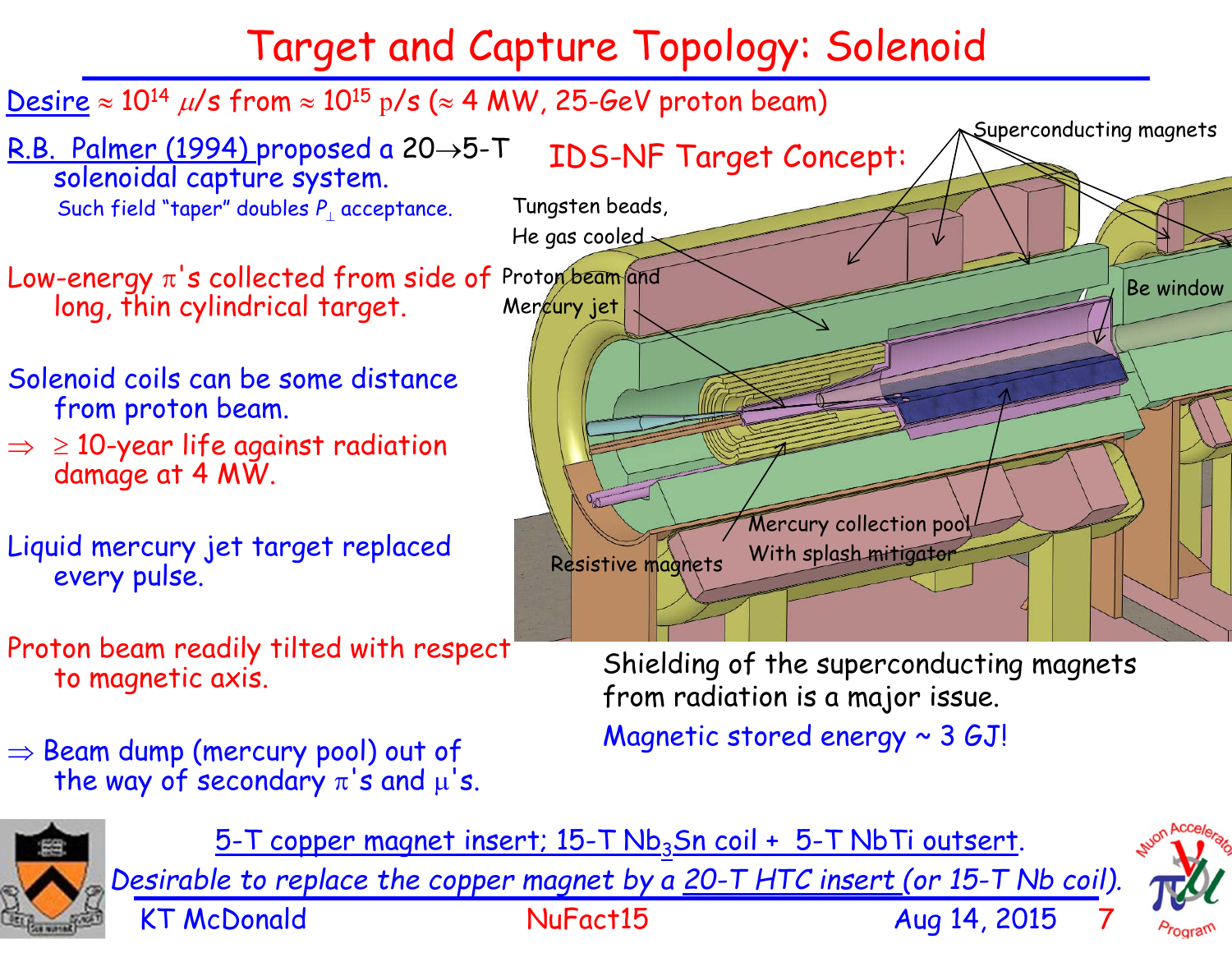# Target and Capture Topology: Solenoid

Desire ≈ $10^{14}$ $\mu$/s from ≈ $10^{15}$ p/s (≈ 4 MW, 25-GeV proton beam)

R.B. Palmer (1994) proposed a 20→5-T solenoidal capture system.
Such field "taper" doubles $P_{\perp}$ acceptance.

Low-energy $\pi$'s collected from side of long, thin cylindrical target.

Solenoid coils can be some distance from proton beam.
⇒ ≥ 10-year life against radiation damage at 4 MW.

Liquid mercury jet target replaced every pulse.

Proton beam readily tilted with respect to magnetic axis.

⇒ Beam dump (mercury pool) out of the way of secondary $\pi$'s and $\mu$'s.

IDS-NF Target Concept:

Superconducting magnets

Tungsten beads, He gas cooled

Proton beam and Mercury jet

Be window

Resistive magnets

Mercury collection pool With splash mitigator

Shielding of the superconducting magnets from radiation is a major issue.

Magnetic stored energy ~ 3 GJ!

5-T copper magnet insert; 15-T $Nb_3Sn$ coil + 5-T NbTi outsert.
*Desirable to replace the copper magnet by a 20-T HTC insert (or 15-T Nb coil).*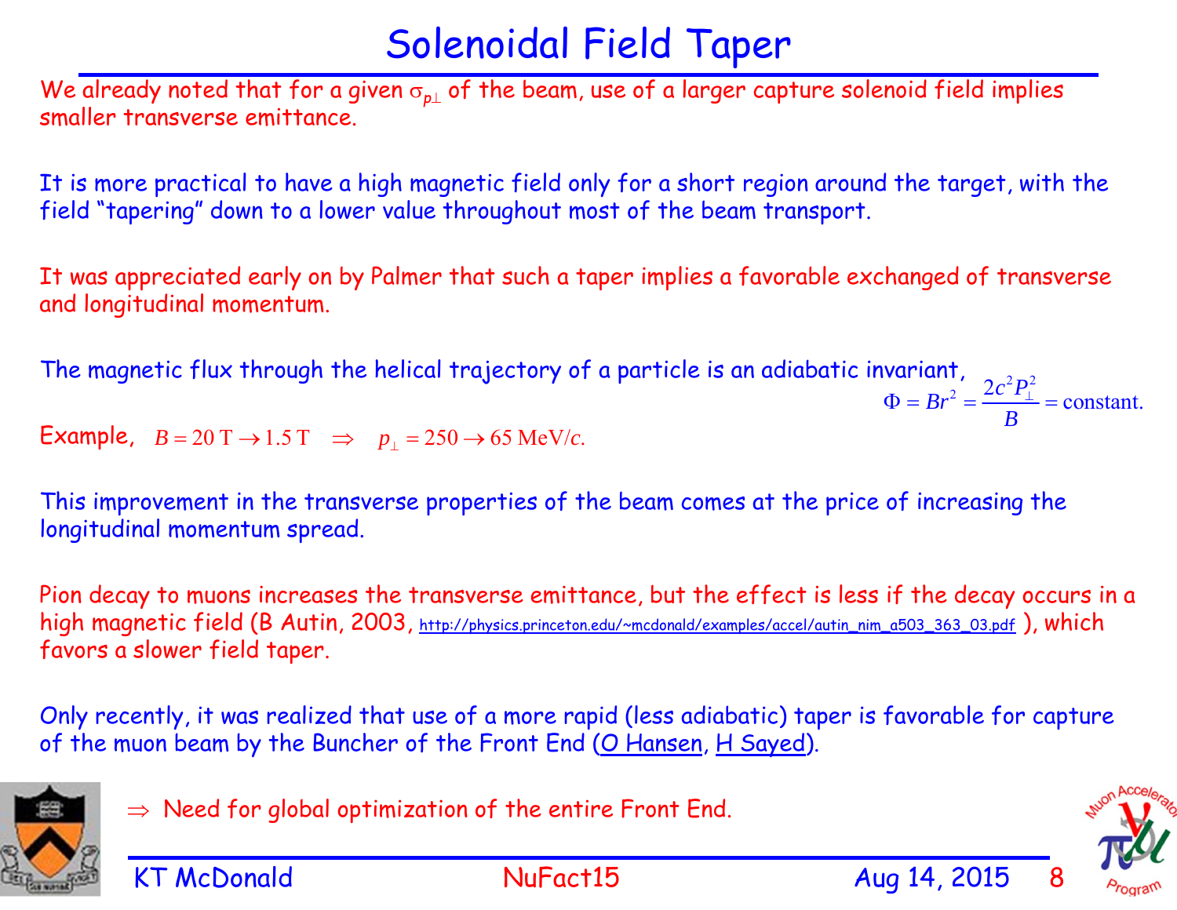# Solenoidal Field Taper

We already noted that for a given $\sigma_{p\perp}$ of the beam, use of a larger capture solenoid field implies smaller transverse emittance.

It is more practical to have a high magnetic field only for a short region around the target, with the field "tapering" down to a lower value throughout most of the beam transport.

It was appreciated early on by Palmer that such a taper implies a favorable exchanged of transverse and longitudinal momentum.

The magnetic flux through the helical trajectory of a particle is an adiabatic invariant,

$$\Phi = Br^2 = \frac{2c^2 P_\perp^2}{B} = \text{constant.}$$

Example, $B = 20\ \text{T} \to 1.5\ \text{T} \quad \Rightarrow \quad p_\perp = 250 \to 65\ \text{MeV}/c.$

This improvement in the transverse properties of the beam comes at the price of increasing the longitudinal momentum spread.

Pion decay to muons increases the transverse emittance, but the effect is less if the decay occurs in a high magnetic field (B Autin, 2003, http://physics.princeton.edu/~mcdonald/examples/accel/autin_nim_a503_363_03.pdf ), which favors a slower field taper.

Only recently, it was realized that use of a more rapid (less adiabatic) taper is favorable for capture of the muon beam by the Buncher of the Front End (O Hansen, H Sayed).

$\Rightarrow$ Need for global optimization of the entire Front End.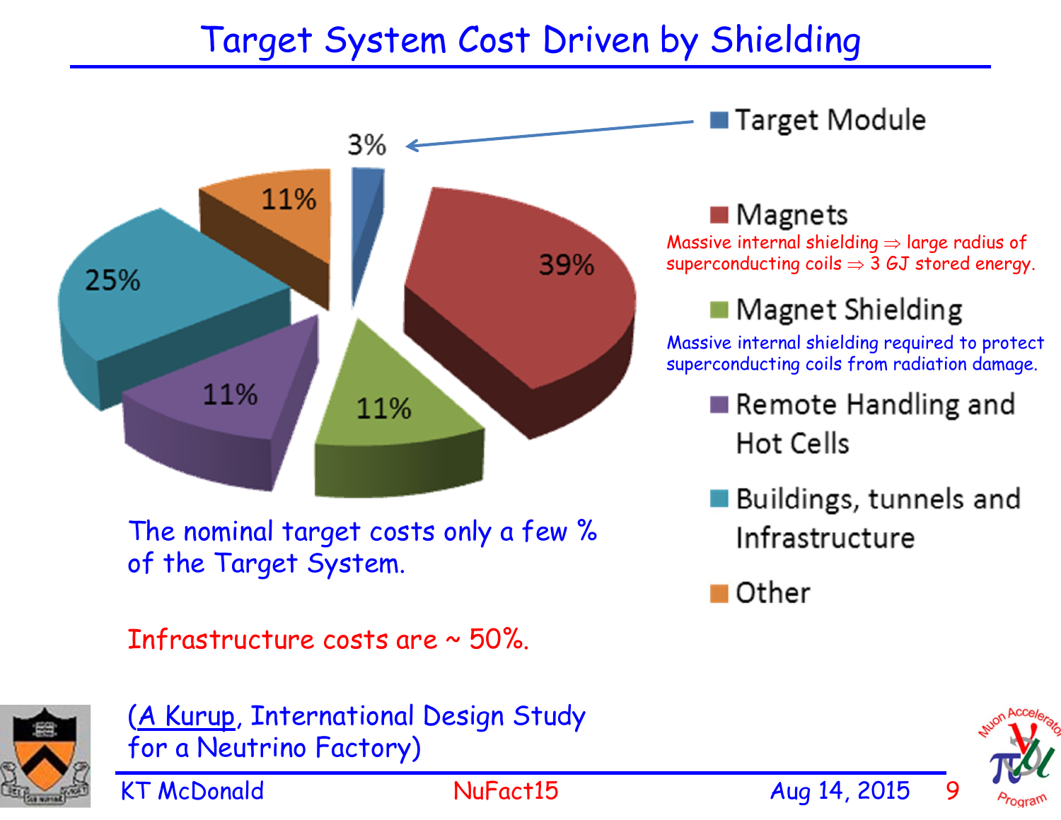# Target System Cost Driven by Shielding

| Category | Share |
| --- | --- |
| Target Module | 3% |
| Magnets | 39% |
| Magnet Shielding | 11% |
| Remote Handling and Hot Cells | 11% |
| Buildings, tunnels and Infrastructure | 25% |
| Other | 11% |

**Magnets:** Massive internal shielding ⇒ large radius of superconducting coils ⇒ 3 GJ stored energy.

**Magnet Shielding:** Massive internal shielding required to protect superconducting coils from radiation damage.

The nominal target costs only a few % of the Target System.

Infrastructure costs are ~ 50%.

(A Kurup, International Design Study for a Neutrino Factory)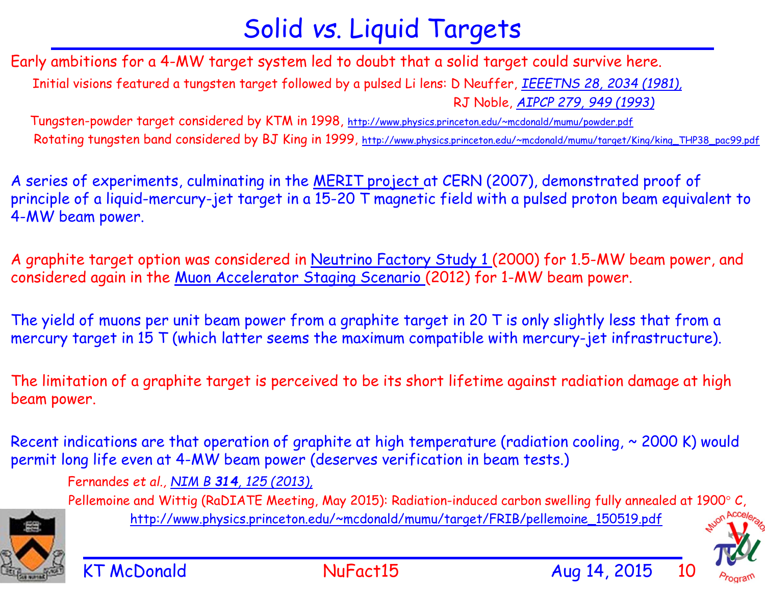# Solid *vs.* Liquid Targets

Early ambitions for a 4-MW target system led to doubt that a solid target could survive here.

Initial visions featured a tungsten target followed by a pulsed Li lens: D Neuffer, *IEEETNS 28, 2034 (1981),*

RJ Noble, *AIPCP 279, 949 (1993)*

Tungsten-powder target considered by KTM in 1998, http://www.physics.princeton.edu/~mcdonald/mumu/powder.pdf

Rotating tungsten band considered by BJ King in 1999, http://www.physics.princeton.edu/~mcdonald/mumu/target/King/king_THP38_pac99.pdf

A series of experiments, culminating in the MERIT project at CERN (2007), demonstrated proof of principle of a liquid-mercury-jet target in a 15-20 T magnetic field with a pulsed proton beam equivalent to 4-MW beam power.

A graphite target option was considered in Neutrino Factory Study 1 (2000) for 1.5-MW beam power, and considered again in the Muon Accelerator Staging Scenario (2012) for 1-MW beam power.

The yield of muons per unit beam power from a graphite target in 20 T is only slightly less that from a mercury target in 15 T (which latter seems the maximum compatible with mercury-jet infrastructure).

The limitation of a graphite target is perceived to be its short lifetime against radiation damage at high beam power.

Recent indications are that operation of graphite at high temperature (radiation cooling, ~ 2000 K) would permit long life even at 4-MW beam power (deserves verification in beam tests.)

Fernandes *et al.*, *NIM B **314**, 125 (2013),*

Pellemoine and Wittig (RaDIATE Meeting, May 2015): Radiation-induced carbon swelling fully annealed at 1900° C, http://www.physics.princeton.edu/~mcdonald/mumu/target/FRIB/pellemoine_150519.pdf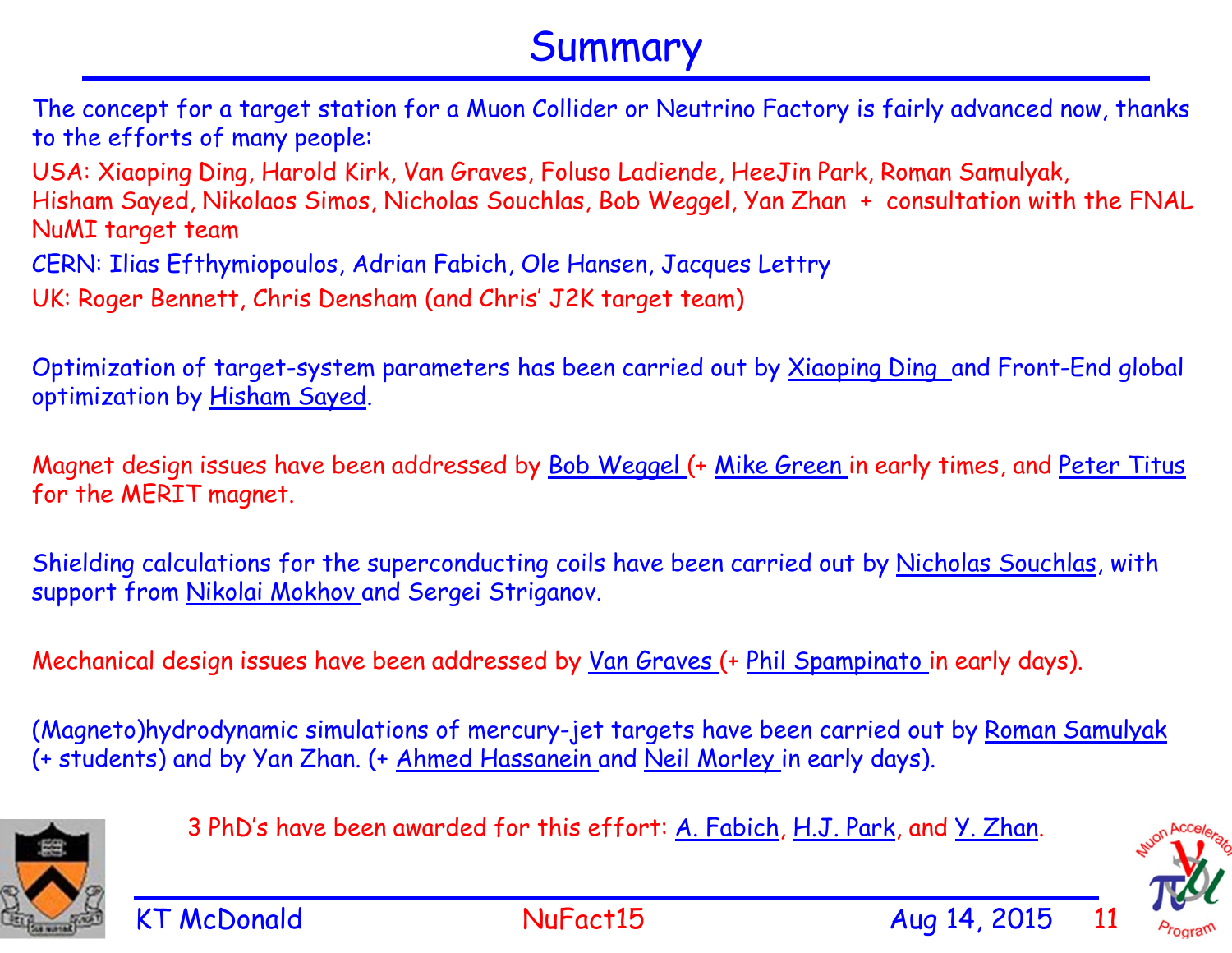# Summary

The concept for a target station for a Muon Collider or Neutrino Factory is fairly advanced now, thanks to the efforts of many people:

USA: Xiaoping Ding, Harold Kirk, Van Graves, Foluso Ladiende, HeeJin Park, Roman Samulyak, Hisham Sayed, Nikolaos Simos, Nicholas Souchlas, Bob Weggel, Yan Zhan + consultation with the FNAL NuMI target team

CERN: Ilias Efthymiopoulos, Adrian Fabich, Ole Hansen, Jacques Lettry

UK: Roger Bennett, Chris Densham (and Chris' J2K target team)

Optimization of target-system parameters has been carried out by Xiaoping Ding and Front-End global optimization by Hisham Sayed.

Magnet design issues have been addressed by Bob Weggel (+ Mike Green in early times, and Peter Titus for the MERIT magnet.

Shielding calculations for the superconducting coils have been carried out by Nicholas Souchlas, with support from Nikolai Mokhov and Sergei Striganov.

Mechanical design issues have been addressed by Van Graves (+ Phil Spampinato in early days).

(Magneto)hydrodynamic simulations of mercury-jet targets have been carried out by Roman Samulyak (+ students) and by Yan Zhan. (+ Ahmed Hassanein and Neil Morley in early days).

3 PhD's have been awarded for this effort: A. Fabich, H.J. Park, and Y. Zhan.